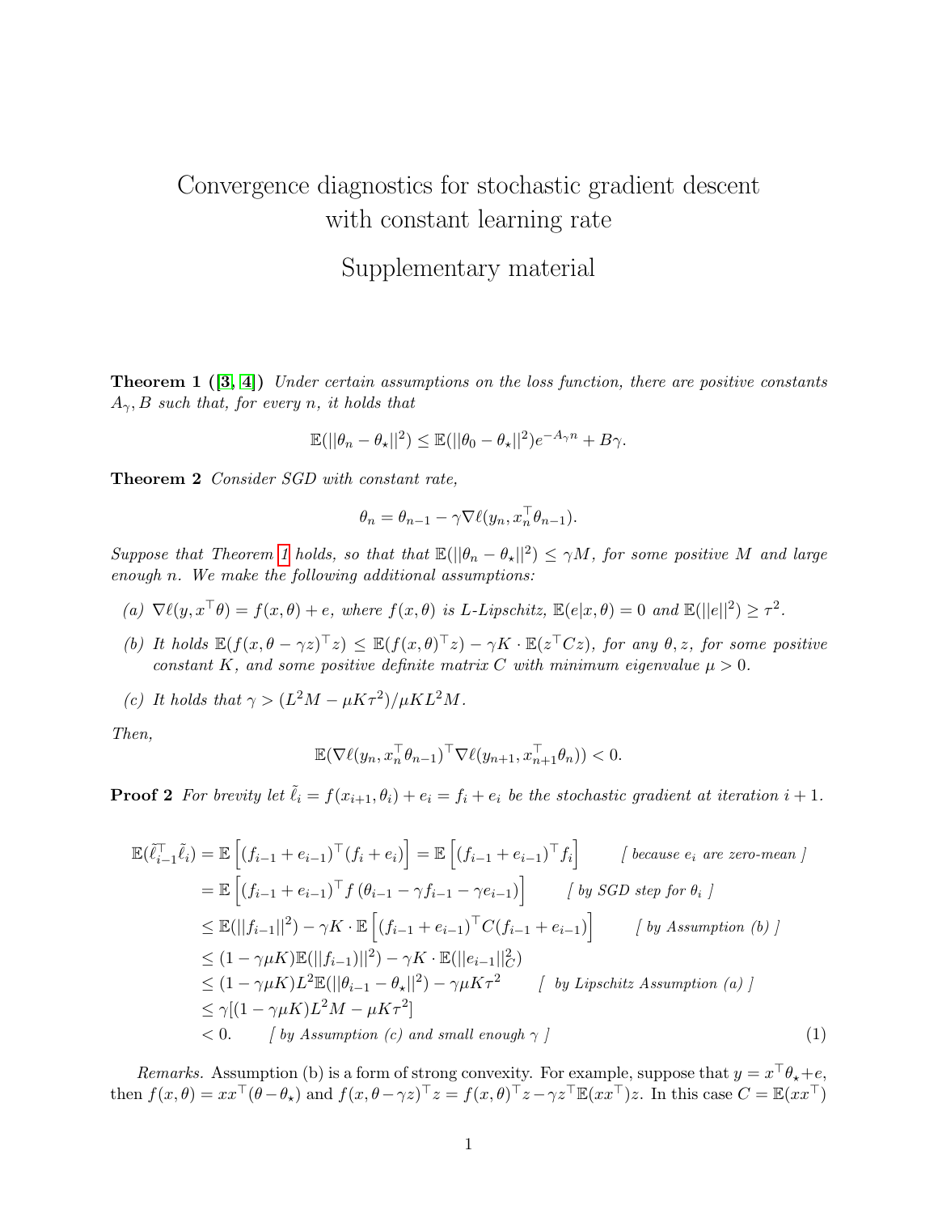# Convergence diagnostics for stochastic gradient descent with constant learning rate

## Supplementary material

**Theorem 1 ([3, 4])** *Under certain assumptions on the loss function, there are positive constants $A_\gamma, B$ such that, for every $n$, it holds that*

$$\mathbb{E}(||\theta_n - \theta_\star||^2) \leq \mathbb{E}(||\theta_0 - \theta_\star||^2)e^{-A_\gamma n} + B\gamma.$$

**Theorem 2** *Consider SGD with constant rate,*

$$\theta_n = \theta_{n-1} - \gamma \nabla \ell(y_n, x_n^\top \theta_{n-1}).$$

*Suppose that Theorem 1 holds, so that that $\mathbb{E}(||\theta_n - \theta_\star||^2) \leq \gamma M$, for some positive $M$ and large enough $n$. We make the following additional assumptions:*

*(a) $\nabla \ell(y, x^\top \theta) = f(x, \theta) + e$, where $f(x, \theta)$ is L-Lipschitz, $\mathbb{E}(e|x, \theta) = 0$ and $\mathbb{E}(||e||^2) \geq \tau^2$.*

*(b) It holds $\mathbb{E}(f(x, \theta - \gamma z)^\top z) \leq \mathbb{E}(f(x, \theta)^\top z) - \gamma K \cdot \mathbb{E}(z^\top C z)$, for any $\theta, z$, for some positive constant $K$, and some positive definite matrix $C$ with minimum eigenvalue $\mu > 0$.*

*(c) It holds that $\gamma > (L^2 M - \mu K \tau^2)/\mu K L^2 M$.*

*Then,*

$$\mathbb{E}(\nabla \ell(y_n, x_n^\top \theta_{n-1})^\top \nabla \ell(y_{n+1}, x_{n+1}^\top \theta_n)) < 0.$$

**Proof 2** *For brevity let $\tilde{\ell}_i = f(x_{i+1}, \theta_i) + e_i = f_i + e_i$ be the stochastic gradient at iteration $i+1$.*

$$\begin{aligned}
\mathbb{E}(\tilde{\ell}_{i-1}^\top \tilde{\ell}_i) &= \mathbb{E}\left[(f_{i-1} + e_{i-1})^\top (f_i + e_i)\right] = \mathbb{E}\left[(f_{i-1} + e_{i-1})^\top f_i\right] && \textit{[ because } e_i \textit{ are zero-mean ]} \\
&= \mathbb{E}\left[(f_{i-1} + e_{i-1})^\top f\left(\theta_{i-1} - \gamma f_{i-1} - \gamma e_{i-1}\right)\right] && \textit{[ by SGD step for } \theta_i \textit{ ]} \\
&\leq \mathbb{E}(||f_{i-1}||^2) - \gamma K \cdot \mathbb{E}\left[(f_{i-1} + e_{i-1})^\top C (f_{i-1} + e_{i-1})\right] && \textit{[ by Assumption (b) ]} \\
&\leq (1 - \gamma \mu K)\mathbb{E}(||f_{i-1})||^2) - \gamma K \cdot \mathbb{E}(||e_{i-1}||_C^2) \\
&\leq (1 - \gamma \mu K) L^2 \mathbb{E}(||\theta_{i-1} - \theta_\star||^2) - \gamma \mu K \tau^2 && \textit{[ by Lipschitz Assumption (a) ]} \\
&\leq \gamma[(1 - \gamma \mu K) L^2 M - \mu K \tau^2] \\
&< 0. && \textit{[ by Assumption (c) and small enough } \gamma \textit{ ]}
\end{aligned} \tag{1}$$

*Remarks.* Assumption (b) is a form of strong convexity. For example, suppose that $y = x^\top \theta_\star + e$, then $f(x, \theta) = xx^\top (\theta - \theta_\star)$ and $f(x, \theta - \gamma z)^\top z = f(x, \theta)^\top z - \gamma z^\top \mathbb{E}(xx^\top) z$. In this case $C = \mathbb{E}(xx^\top)$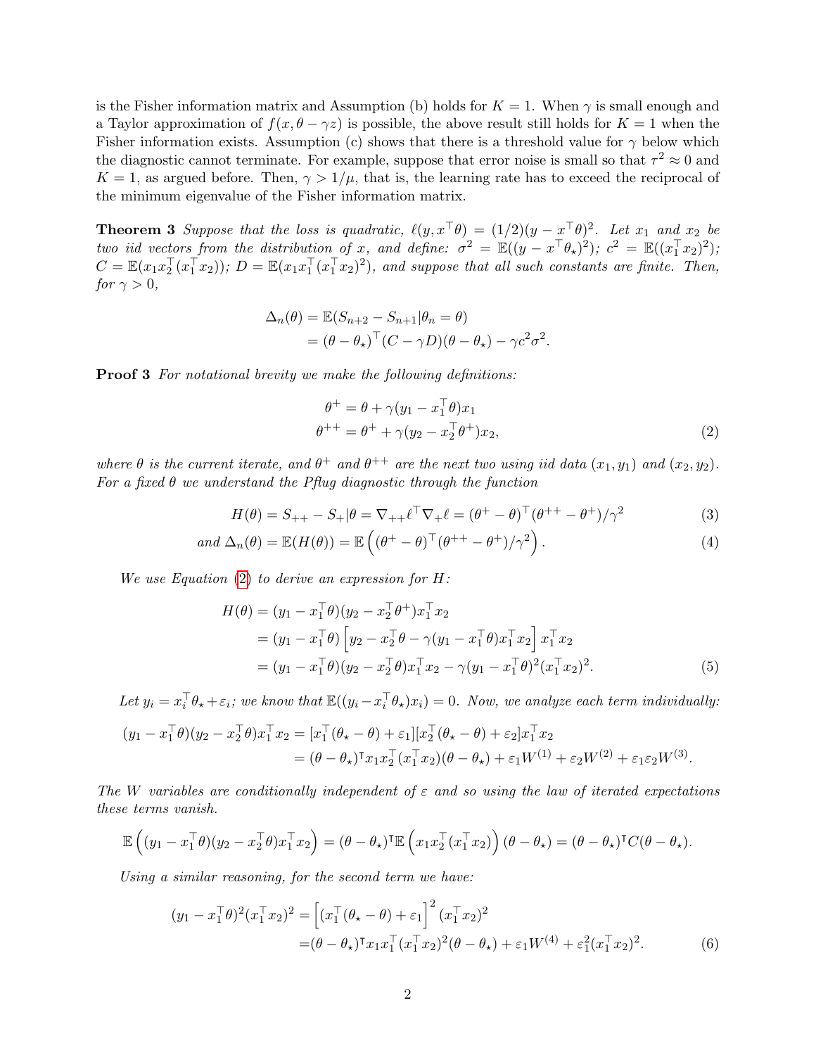is the Fisher information matrix and Assumption (b) holds for $K = 1$. When $\gamma$ is small enough and a Taylor approximation of $f(x, \theta - \gamma z)$ is possible, the above result still holds for $K = 1$ when the Fisher information exists. Assumption (c) shows that there is a threshold value for $\gamma$ below which the diagnostic cannot terminate. For example, suppose that error noise is small so that $\tau^2 \approx 0$ and $K = 1$, as argued before. Then, $\gamma > 1/\mu$, that is, the learning rate has to exceed the reciprocal of the minimum eigenvalue of the Fisher information matrix.

**Theorem 3** *Suppose that the loss is quadratic, $\ell(y, x^\top \theta) = (1/2)(y - x^\top \theta)^2$. Let $x_1$ and $x_2$ be two iid vectors from the distribution of $x$, and define: $\sigma^2 = \mathbb{E}((y - x^\top \theta_\star)^2)$; $c^2 = \mathbb{E}((x_1^\top x_2)^2)$; $C = \mathbb{E}(x_1 x_2^\top (x_1^\top x_2))$; $D = \mathbb{E}(x_1 x_1^\top (x_1^\top x_2)^2)$, and suppose that all such constants are finite. Then, for $\gamma > 0$,*

$$
\begin{aligned}
\Delta_n(\theta) &= \mathbb{E}(S_{n+2} - S_{n+1} | \theta_n = \theta) \\
&= (\theta - \theta_\star)^\top (C - \gamma D)(\theta - \theta_\star) - \gamma c^2 \sigma^2.
\end{aligned}
$$

**Proof 3** *For notational brevity we make the following definitions:*

$$
\begin{aligned}
\theta^+ &= \theta + \gamma(y_1 - x_1^\top \theta)x_1 \\
\theta^{++} &= \theta^+ + \gamma(y_2 - x_2^\top \theta^+)x_2,
\end{aligned} \tag{2}
$$

*where $\theta$ is the current iterate, and $\theta^+$ and $\theta^{++}$ are the next two using iid data $(x_1, y_1)$ and $(x_2, y_2)$. For a fixed $\theta$ we understand the Pflug diagnostic through the function*

$$
H(\theta) = S_{++} - S_+ | \theta = \nabla_{++}\ell^\top \nabla_+ \ell = (\theta^+ - \theta)^\top (\theta^{++} - \theta^+)/\gamma^2 \tag{3}
$$

$$
\text{and } \Delta_n(\theta) = \mathbb{E}(H(\theta)) = \mathbb{E}\left((\theta^+ - \theta)^\top (\theta^{++} - \theta^+)/\gamma^2\right). \tag{4}
$$

*We use Equation (2) to derive an expression for $H$:*

$$
\begin{aligned}
H(\theta) &= (y_1 - x_1^\top \theta)(y_2 - x_2^\top \theta^+) x_1^\top x_2 \\
&= (y_1 - x_1^\top \theta)\left[y_2 - x_2^\top \theta - \gamma(y_1 - x_1^\top \theta) x_1^\top x_2\right] x_1^\top x_2 \\
&= (y_1 - x_1^\top \theta)(y_2 - x_2^\top \theta) x_1^\top x_2 - \gamma (y_1 - x_1^\top \theta)^2 (x_1^\top x_2)^2.
\end{aligned} \tag{5}
$$

*Let $y_i = x_i^\top \theta_\star + \varepsilon_i$; we know that $\mathbb{E}((y_i - x_i^\top \theta_\star) x_i) = 0$. Now, we analyze each term individually:*

$$
\begin{aligned}
(y_1 - x_1^\top \theta)(y_2 - x_2^\top \theta) x_1^\top x_2 &= [x_1^\top (\theta_\star - \theta) + \varepsilon_1][x_2^\top (\theta_\star - \theta) + \varepsilon_2] x_1^\top x_2 \\
&= (\theta - \theta_\star)^\intercal x_1 x_2^\top (x_1^\top x_2)(\theta - \theta_\star) + \varepsilon_1 W^{(1)} + \varepsilon_2 W^{(2)} + \varepsilon_1 \varepsilon_2 W^{(3)}.
\end{aligned}
$$

*The $W$ variables are conditionally independent of $\varepsilon$ and so using the law of iterated expectations these terms vanish.*

$$
\mathbb{E}\left((y_1 - x_1^\top \theta)(y_2 - x_2^\top \theta) x_1^\top x_2\right) = (\theta - \theta_\star)^\intercal \mathbb{E}\left(x_1 x_2^\top (x_1^\top x_2)\right)(\theta - \theta_\star) = (\theta - \theta_\star)^\intercal C (\theta - \theta_\star).
$$

*Using a similar reasoning, for the second term we have:*

$$
\begin{aligned}
(y_1 - x_1^\top \theta)^2 (x_1^\top x_2)^2 &= \left[(x_1^\top (\theta_\star - \theta) + \varepsilon_1\right]^2 (x_1^\top x_2)^2 \\
&= (\theta - \theta_\star)^\intercal x_1 x_1^\top (x_1^\top x_2)^2 (\theta - \theta_\star) + \varepsilon_1 W^{(4)} + \varepsilon_1^2 (x_1^\top x_2)^2.
\end{aligned} \tag{6}
$$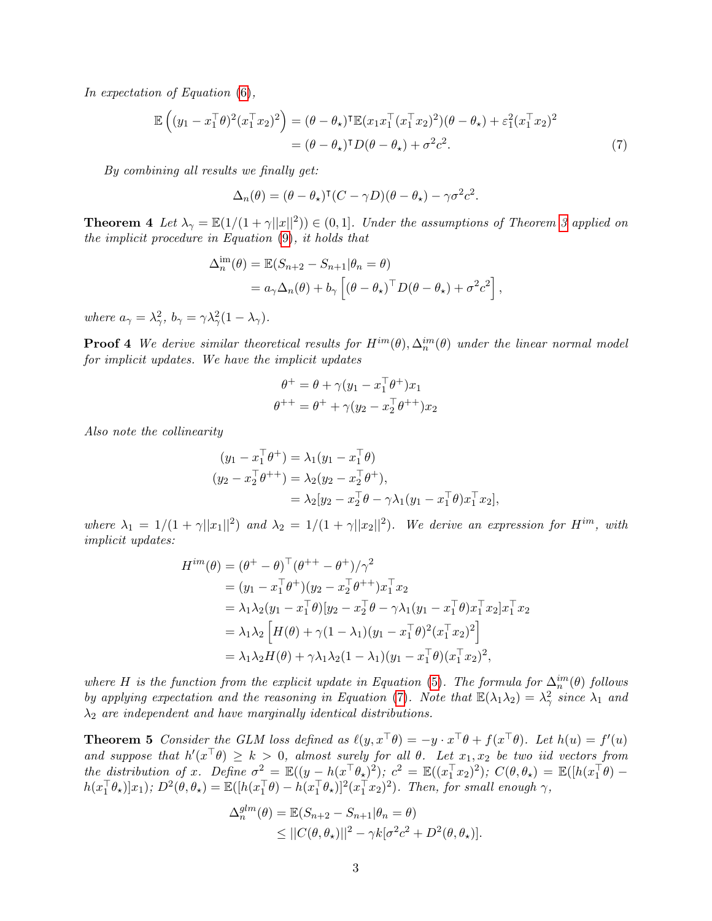*In expectation of Equation (6),*

$$
\begin{aligned}
\mathbb{E}\left((y_1 - x_1^\top \theta)^2 (x_1^\top x_2)^2\right) &= (\theta - \theta_\star)^\intercal \mathbb{E}(x_1 x_1^\top (x_1^\top x_2)^2)(\theta - \theta_\star) + \varepsilon_1^2 (x_1^\top x_2)^2 \\
&= (\theta - \theta_\star)^\intercal D(\theta - \theta_\star) + \sigma^2 c^2. \qquad (7)
\end{aligned}
$$

*By combining all results we finally get:*

$$
\Delta_n(\theta) = (\theta - \theta_\star)^\intercal (C - \gamma D)(\theta - \theta_\star) - \gamma \sigma^2 c^2.
$$

**Theorem 4** *Let $\lambda_\gamma = \mathbb{E}(1/(1+\gamma||x||^2)) \in (0,1]$. Under the assumptions of Theorem 3 applied on the implicit procedure in Equation (9), it holds that*

$$
\begin{aligned}
\Delta_n^{\text{im}}(\theta) &= \mathbb{E}(S_{n+2} - S_{n+1} | \theta_n = \theta) \\
&= a_\gamma \Delta_n(\theta) + b_\gamma \left[ (\theta - \theta_\star)^\top D(\theta - \theta_\star) + \sigma^2 c^2 \right],
\end{aligned}
$$

*where $a_\gamma = \lambda_\gamma^2$, $b_\gamma = \gamma \lambda_\gamma^2 (1 - \lambda_\gamma)$.*

**Proof 4** *We derive similar theoretical results for $H^{im}(\theta), \Delta_n^{im}(\theta)$ under the linear normal model for implicit updates. We have the implicit updates*

$$
\begin{aligned}
\theta^+ &= \theta + \gamma(y_1 - x_1^\top \theta^+) x_1 \\
\theta^{++} &= \theta^+ + \gamma(y_2 - x_2^\top \theta^{++}) x_2
\end{aligned}
$$

*Also note the collinearity*

$$
\begin{aligned}
(y_1 - x_1^\top \theta^+) &= \lambda_1 (y_1 - x_1^\top \theta) \\
(y_2 - x_2^\top \theta^{++}) &= \lambda_2 (y_2 - x_2^\top \theta^+), \\
&= \lambda_2 [y_2 - x_2^\top \theta - \gamma \lambda_1 (y_1 - x_1^\top \theta) x_1^\top x_2],
\end{aligned}
$$

*where $\lambda_1 = 1/(1+\gamma||x_1||^2)$ and $\lambda_2 = 1/(1+\gamma||x_2||^2)$. We derive an expression for $H^{im}$, with implicit updates:*

$$
\begin{aligned}
H^{im}(\theta) &= (\theta^+ - \theta)^\top (\theta^{++} - \theta^+)/\gamma^2 \\
&= (y_1 - x_1^\top \theta^+)(y_2 - x_2^\top \theta^{++}) x_1^\top x_2 \\
&= \lambda_1 \lambda_2 (y_1 - x_1^\top \theta)[y_2 - x_2^\top \theta - \gamma \lambda_1 (y_1 - x_1^\top \theta) x_1^\top x_2] x_1^\top x_2 \\
&= \lambda_1 \lambda_2 \left[ H(\theta) + \gamma(1 - \lambda_1)(y_1 - x_1^\top \theta)^2 (x_1^\top x_2)^2 \right] \\
&= \lambda_1 \lambda_2 H(\theta) + \gamma \lambda_1 \lambda_2 (1 - \lambda_1)(y_1 - x_1^\top \theta)(x_1^\top x_2)^2,
\end{aligned}
$$

*where $H$ is the function from the explicit update in Equation (5). The formula for $\Delta_n^{im}(\theta)$ follows by applying expectation and the reasoning in Equation (7). Note that $\mathbb{E}(\lambda_1 \lambda_2) = \lambda_\gamma^2$ since $\lambda_1$ and $\lambda_2$ are independent and have marginally identical distributions.*

**Theorem 5** *Consider the GLM loss defined as $\ell(y, x^\top \theta) = -y \cdot x^\top \theta + f(x^\top \theta)$. Let $h(u) = f'(u)$ and suppose that $h'(x^\top \theta) \geq k > 0$, almost surely for all $\theta$. Let $x_1, x_2$ be two iid vectors from the distribution of $x$. Define $\sigma^2 = \mathbb{E}((y - h(x^\top \theta_\star)^2)$; $c^2 = \mathbb{E}((x_1^\top x_2)^2)$; $C(\theta, \theta_\star) = \mathbb{E}([h(x_1^\top \theta) - h(x_1^\top \theta_\star)] x_1)$; $D^2(\theta, \theta_\star) = \mathbb{E}([h(x_1^\top \theta) - h(x_1^\top \theta_\star)]^2 (x_1^\top x_2)^2)$. Then, for small enough $\gamma$,*

$$
\begin{aligned}
\Delta_n^{glm}(\theta) &= \mathbb{E}(S_{n+2} - S_{n+1} | \theta_n = \theta) \\
&\leq ||C(\theta, \theta_\star)||^2 - \gamma k[\sigma^2 c^2 + D^2(\theta, \theta_\star)].
\end{aligned}
$$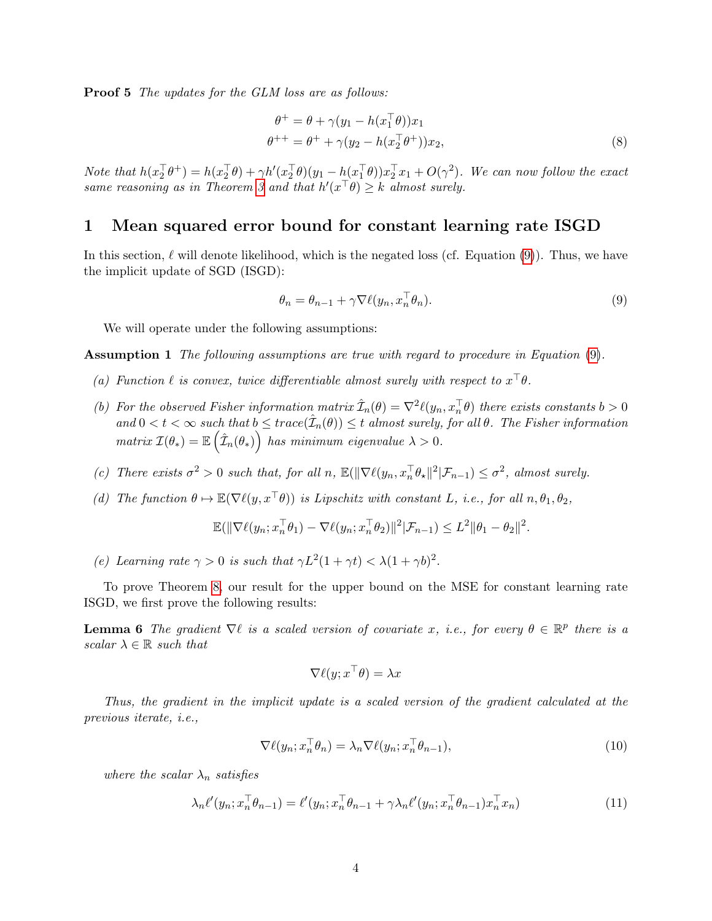**Proof 5** *The updates for the GLM loss are as follows:*

$$
\begin{aligned}
\theta^{+} &= \theta + \gamma(y_1 - h(x_1^\top \theta))x_1 \\
\theta^{++} &= \theta^{+} + \gamma(y_2 - h(x_2^\top \theta^{+}))x_2,
\end{aligned} \tag{8}
$$

*Note that $h(x_2^\top \theta^+) = h(x_2^\top \theta) + \gamma h'(x_2^\top \theta)(y_1 - h(x_1^\top \theta))x_2^\top x_1 + O(\gamma^2)$. We can now follow the exact same reasoning as in Theorem 3 and that $h'(x^\top \theta) \geq k$ almost surely.*

# 1 Mean squared error bound for constant learning rate ISGD

In this section, $\ell$ will denote likelihood, which is the negated loss (cf. Equation (9)). Thus, we have the implicit update of SGD (ISGD):

$$
\theta_n = \theta_{n-1} + \gamma \nabla \ell(y_n, x_n^\top \theta_n). \tag{9}
$$

We will operate under the following assumptions:

**Assumption 1** *The following assumptions are true with regard to procedure in Equation (9).*

*(a) Function $\ell$ is convex, twice differentiable almost surely with respect to $x^\top \theta$.*

*(b) For the observed Fisher information matrix $\hat{\mathcal{I}}_n(\theta) = \nabla^2 \ell(y_n, x_n^\top \theta)$ there exists constants $b > 0$ and $0 < t < \infty$ such that $b \leq trace(\hat{\mathcal{I}}_n(\theta)) \leq t$ almost surely, for all $\theta$. The Fisher information matrix $\mathcal{I}(\theta_*) = \mathbb{E}\left(\hat{\mathcal{I}}_n(\theta_*)\right)$ has minimum eigenvalue $\lambda > 0$.*

*(c) There exists $\sigma^2 > 0$ such that, for all $n$, $\mathbb{E}(\|\nabla \ell(y_n, x_n^\top \theta_\star\|^2 | \mathcal{F}_{n-1}) \leq \sigma^2$, almost surely.*

*(d) The function $\theta \mapsto \mathbb{E}(\nabla \ell(y, x^\top \theta))$ is Lipschitz with constant $L$, i.e., for all $n, \theta_1, \theta_2$,*

$$
\mathbb{E}(\|\nabla \ell(y_n; x_n^\top \theta_1) - \nabla \ell(y_n; x_n^\top \theta_2)\|^2 | \mathcal{F}_{n-1}) \leq L^2 \|\theta_1 - \theta_2\|^2.
$$

*(e) Learning rate $\gamma > 0$ is such that $\gamma L^2(1 + \gamma t) < \lambda(1 + \gamma b)^2$.*

To prove Theorem 8, our result for the upper bound on the MSE for constant learning rate ISGD, we first prove the following results:

**Lemma 6** *The gradient $\nabla \ell$ is a scaled version of covariate $x$, i.e., for every $\theta \in \mathbb{R}^p$ there is a scalar $\lambda \in \mathbb{R}$ such that*

$$
\nabla \ell(y; x^\top \theta) = \lambda x
$$

*Thus, the gradient in the implicit update is a scaled version of the gradient calculated at the previous iterate, i.e.,*

$$
\nabla \ell(y_n; x_n^\top \theta_n) = \lambda_n \nabla \ell(y_n; x_n^\top \theta_{n-1}), \tag{10}
$$

*where the scalar $\lambda_n$ satisfies*

$$
\lambda_n \ell'(y_n; x_n^\top \theta_{n-1}) = \ell'(y_n; x_n^\top \theta_{n-1} + \gamma \lambda_n \ell'(y_n; x_n^\top \theta_{n-1}) x_n^\top x_n) \tag{11}
$$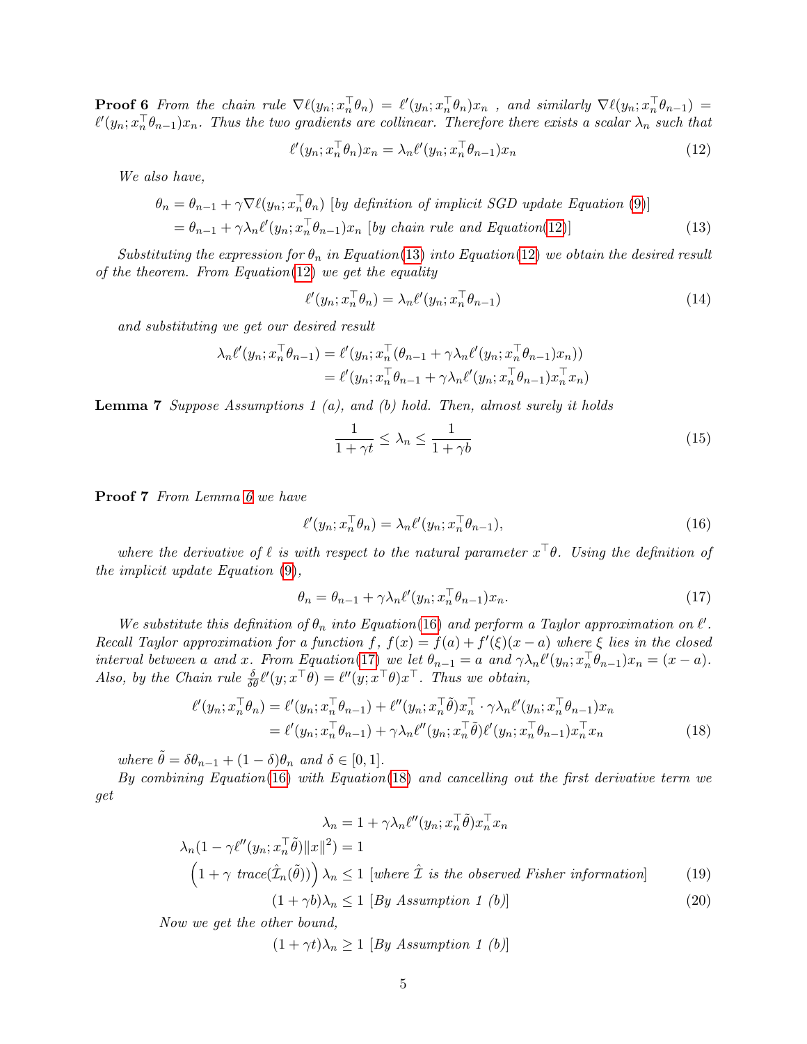**Proof 6** *From the chain rule* $\nabla \ell(y_n; x_n^\top \theta_n) = \ell'(y_n; x_n^\top \theta_n) x_n$ *, and similarly* $\nabla \ell(y_n; x_n^\top \theta_{n-1}) = \ell'(y_n; x_n^\top \theta_{n-1}) x_n$*. Thus the two gradients are collinear. Therefore there exists a scalar* $\lambda_n$ *such that*

$$\ell'(y_n; x_n^\top \theta_n) x_n = \lambda_n \ell'(y_n; x_n^\top \theta_{n-1}) x_n \tag{12}$$

*We also have,*

$$\begin{aligned}
\theta_n &= \theta_{n-1} + \gamma \nabla \ell(y_n; x_n^\top \theta_n) \text{ [by definition of implicit SGD update Equation (9)]} \\
&= \theta_{n-1} + \gamma \lambda_n \ell'(y_n; x_n^\top \theta_{n-1}) x_n \text{ [by chain rule and Equation(12)]}
\end{aligned} \tag{13}$$

*Substituting the expression for* $\theta_n$ *in Equation(13) into Equation(12) we obtain the desired result of the theorem. From Equation(12) we get the equality*

$$\ell'(y_n; x_n^\top \theta_n) = \lambda_n \ell'(y_n; x_n^\top \theta_{n-1}) \tag{14}$$

*and substituting we get our desired result*

$$\begin{aligned}
\lambda_n \ell'(y_n; x_n^\top \theta_{n-1}) &= \ell'(y_n; x_n^\top (\theta_{n-1} + \gamma \lambda_n \ell'(y_n; x_n^\top \theta_{n-1}) x_n)) \\
&= \ell'(y_n; x_n^\top \theta_{n-1} + \gamma \lambda_n \ell'(y_n; x_n^\top \theta_{n-1}) x_n^\top x_n)
\end{aligned}$$

**Lemma 7** *Suppose Assumptions 1 (a), and (b) hold. Then, almost surely it holds*

$$\frac{1}{1+\gamma t} \le \lambda_n \le \frac{1}{1+\gamma b} \tag{15}$$

**Proof 7** *From Lemma 6 we have*

$$\ell'(y_n; x_n^\top \theta_n) = \lambda_n \ell'(y_n; x_n^\top \theta_{n-1}), \tag{16}$$

*where the derivative of* $\ell$ *is with respect to the natural parameter* $x^\top \theta$*. Using the definition of the implicit update Equation (9),*

$$\theta_n = \theta_{n-1} + \gamma \lambda_n \ell'(y_n; x_n^\top \theta_{n-1}) x_n. \tag{17}$$

*We substitute this definition of* $\theta_n$ *into Equation(16) and perform a Taylor approximation on* $\ell'$*. Recall Taylor approximation for a function* $f$*,* $f(x) = f(a) + f'(\xi)(x-a)$ *where* $\xi$ *lies in the closed interval between* $a$ *and* $x$*. From Equation(17) we let* $\theta_{n-1} = a$ *and* $\gamma \lambda_n \ell'(y_n; x_n^\top \theta_{n-1}) x_n = (x-a)$*. Also, by the Chain rule* $\frac{\delta}{\delta \theta} \ell'(y; x^\top \theta) = \ell''(y; x^\top \theta) x^\top$*. Thus we obtain,*

$$\begin{aligned}
\ell'(y_n; x_n^\top \theta_n) &= \ell'(y_n; x_n^\top \theta_{n-1}) + \ell''(y_n; x_n^\top \tilde{\theta}) x_n^\top \cdot \gamma \lambda_n \ell'(y_n; x_n^\top \theta_{n-1}) x_n \\
&= \ell'(y_n; x_n^\top \theta_{n-1}) + \gamma \lambda_n \ell''(y_n; x_n^\top \tilde{\theta}) \ell'(y_n; x_n^\top \theta_{n-1}) x_n^\top x_n
\end{aligned} \tag{18}$$

*where* $\tilde{\theta} = \delta \theta_{n-1} + (1-\delta)\theta_n$ *and* $\delta \in [0,1]$*.*

*By combining Equation(16) with Equation(18) and cancelling out the first derivative term we get*

$$\begin{aligned}
\lambda_n &= 1 + \gamma \lambda_n \ell''(y_n; x_n^\top \tilde{\theta}) x_n^\top x_n \\
\lambda_n (1 - \gamma \ell''(y_n; x_n^\top \tilde{\theta}) \|x\|^2) &= 1 \\
\left(1 + \gamma \text{ trace}(\hat{\mathcal{I}}_n(\tilde{\theta}))\right) \lambda_n &\le 1 \text{ [where } \hat{\mathcal{I}} \text{ is the observed Fisher information]} \qquad (19) \\
(1+\gamma b)\lambda_n &\le 1 \text{ [By Assumption 1 (b)]} \qquad (20)
\end{aligned}$$

*Now we get the other bound,*

$$(1+\gamma t)\lambda_n \ge 1 \text{ [By Assumption 1 (b)]}$$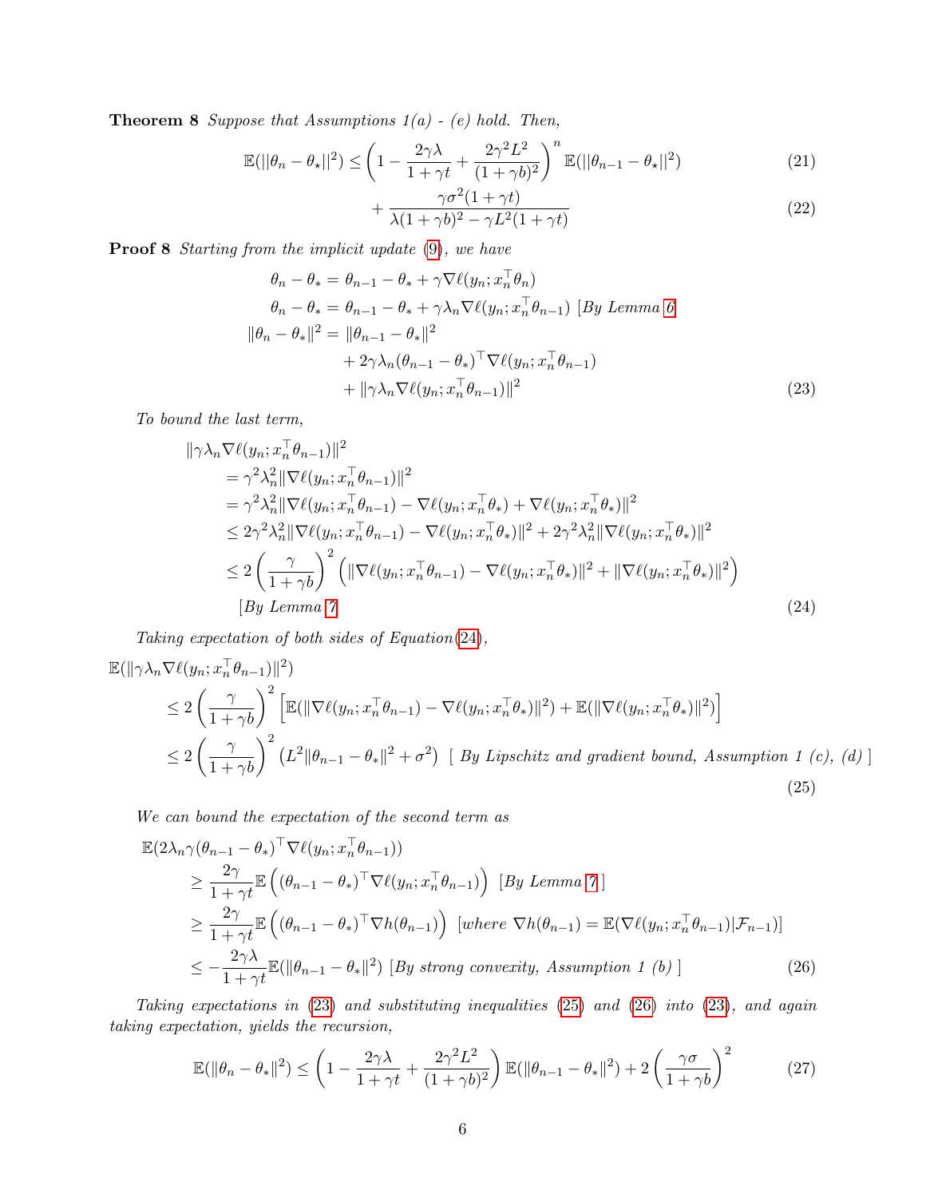**Theorem 8** *Suppose that Assumptions 1(a) - (e) hold. Then,*

$$\mathbb{E}(||\theta_n - \theta_\star||^2) \leq \left(1 - \frac{2\gamma\lambda}{1+\gamma t} + \frac{2\gamma^2 L^2}{(1+\gamma b)^2}\right)^n \mathbb{E}(||\theta_{n-1} - \theta_\star||^2) \tag{21}$$

$$+ \frac{\gamma\sigma^2(1+\gamma t)}{\lambda(1+\gamma b)^2 - \gamma L^2(1+\gamma t)} \tag{22}$$

**Proof 8** *Starting from the implicit update (9), we have*

$$\begin{aligned}
\theta_n - \theta_* &= \theta_{n-1} - \theta_* + \gamma \nabla \ell(y_n; x_n^\top \theta_n) \\
\theta_n - \theta_* &= \theta_{n-1} - \theta_* + \gamma \lambda_n \nabla \ell(y_n; x_n^\top \theta_{n-1}) \text{ [By Lemma 6} \\
\|\theta_n - \theta_*\|^2 &= \|\theta_{n-1} - \theta_*\|^2 \\
&\quad + 2\gamma\lambda_n(\theta_{n-1} - \theta_*)^\top \nabla \ell(y_n; x_n^\top \theta_{n-1}) \\
&\quad + \|\gamma\lambda_n \nabla \ell(y_n; x_n^\top \theta_{n-1})\|^2
\end{aligned} \tag{23}$$

*To bound the last term,*

$$\begin{aligned}
&\|\gamma\lambda_n \nabla \ell(y_n; x_n^\top \theta_{n-1})\|^2 \\
&= \gamma^2 \lambda_n^2 \|\nabla \ell(y_n; x_n^\top \theta_{n-1})\|^2 \\
&= \gamma^2 \lambda_n^2 \|\nabla \ell(y_n; x_n^\top \theta_{n-1}) - \nabla \ell(y_n; x_n^\top \theta_*) + \nabla \ell(y_n; x_n^\top \theta_*)\|^2 \\
&\leq 2\gamma^2 \lambda_n^2 \|\nabla \ell(y_n; x_n^\top \theta_{n-1}) - \nabla \ell(y_n; x_n^\top \theta_*)\|^2 + 2\gamma^2 \lambda_n^2 \|\nabla \ell(y_n; x_n^\top \theta_*)\|^2 \\
&\leq 2\left(\frac{\gamma}{1+\gamma b}\right)^2 \left(\|\nabla \ell(y_n; x_n^\top \theta_{n-1}) - \nabla \ell(y_n; x_n^\top \theta_*)\|^2 + \|\nabla \ell(y_n; x_n^\top \theta_*)\|^2\right) \\
&\quad \text{[By Lemma 7]}
\end{aligned} \tag{24}$$

*Taking expectation of both sides of Equation(24),*

$$\begin{aligned}
&\mathbb{E}(\|\gamma\lambda_n \nabla \ell(y_n; x_n^\top \theta_{n-1})\|^2) \\
&\leq 2\left(\frac{\gamma}{1+\gamma b}\right)^2 \left[\mathbb{E}(\|\nabla \ell(y_n; x_n^\top \theta_{n-1}) - \nabla \ell(y_n; x_n^\top \theta_*)\|^2) + \mathbb{E}(\|\nabla \ell(y_n; x_n^\top \theta_*)\|^2)\right] \\
&\leq 2\left(\frac{\gamma}{1+\gamma b}\right)^2 \left(L^2 \|\theta_{n-1} - \theta_*\|^2 + \sigma^2\right) \text{ [ By Lipschitz and gradient bound, Assumption 1 (c), (d) ]}
\end{aligned} \tag{25}$$

*We can bound the expectation of the second term as*

$$\begin{aligned}
&\mathbb{E}(2\lambda_n \gamma (\theta_{n-1} - \theta_*)^\top \nabla \ell(y_n; x_n^\top \theta_{n-1})) \\
&\geq \frac{2\gamma}{1+\gamma t} \mathbb{E}\left((\theta_{n-1} - \theta_*)^\top \nabla \ell(y_n; x_n^\top \theta_{n-1})\right) \text{ [By Lemma 7 ]} \\
&\geq \frac{2\gamma}{1+\gamma t} \mathbb{E}\left((\theta_{n-1} - \theta_*)^\top \nabla h(\theta_{n-1})\right) \text{ [where } \nabla h(\theta_{n-1}) = \mathbb{E}(\nabla \ell(y_n; x_n^\top \theta_{n-1}) | \mathcal{F}_{n-1})] \\
&\leq -\frac{2\gamma\lambda}{1+\gamma t} \mathbb{E}(\|\theta_{n-1} - \theta_*\|^2) \text{ [By strong convexity, Assumption 1 (b) ]}
\end{aligned} \tag{26}$$

*Taking expectations in (23) and substituting inequalities (25) and (26) into (23), and again taking expectation, yields the recursion,*

$$\mathbb{E}(\|\theta_n - \theta_*\|^2) \leq \left(1 - \frac{2\gamma\lambda}{1+\gamma t} + \frac{2\gamma^2 L^2}{(1+\gamma b)^2}\right) \mathbb{E}(\|\theta_{n-1} - \theta_*\|^2) + 2\left(\frac{\gamma\sigma}{1+\gamma b}\right)^2 \tag{27}$$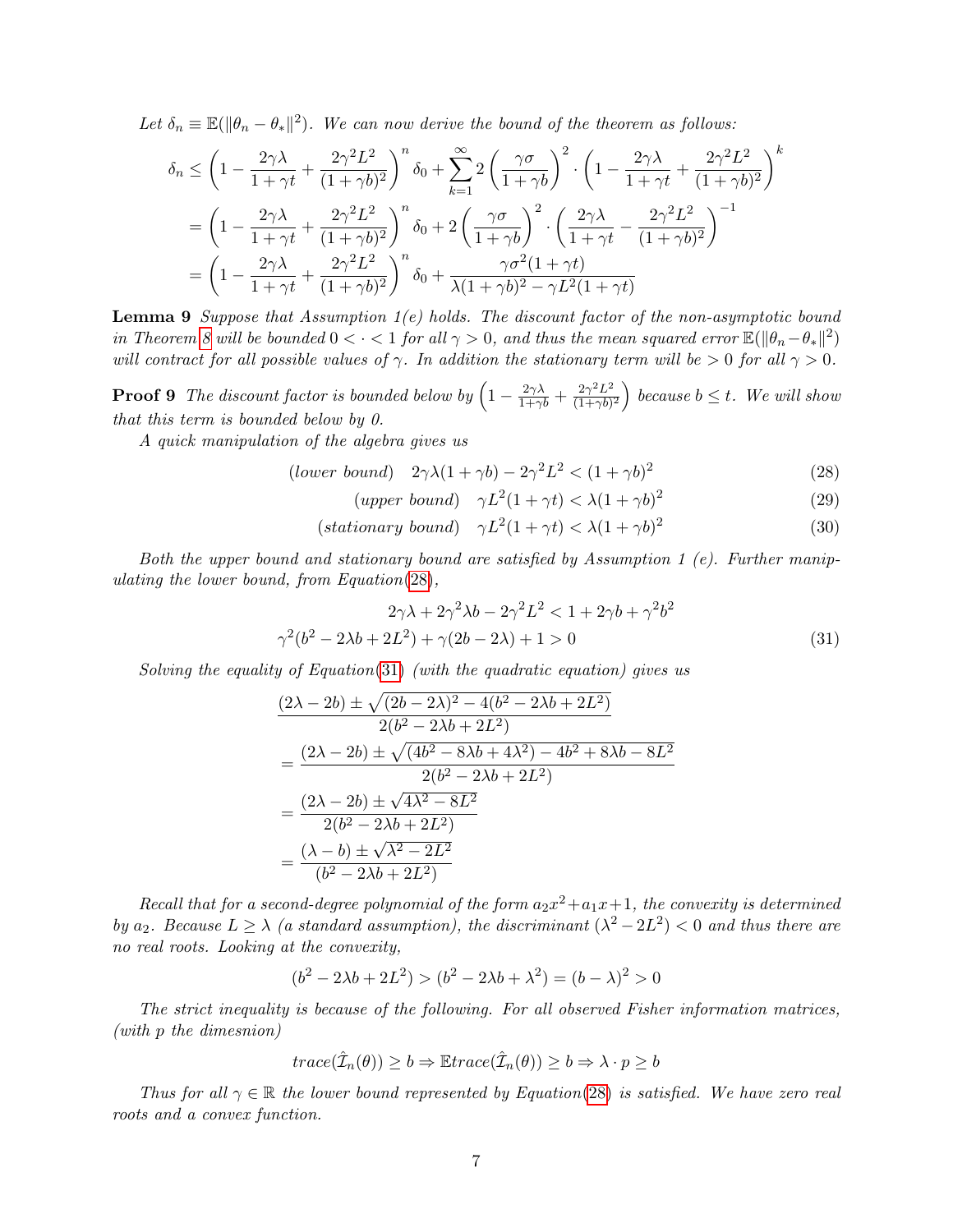*Let $\delta_n \equiv \mathbb{E}(\|\theta_n - \theta_*\|^2)$. We can now derive the bound of the theorem as follows:*

$$
\begin{aligned}
\delta_n &\leq \left(1 - \frac{2\gamma\lambda}{1+\gamma t} + \frac{2\gamma^2 L^2}{(1+\gamma b)^2}\right)^n \delta_0 + \sum_{k=1}^{\infty} 2\left(\frac{\gamma\sigma}{1+\gamma b}\right)^2 \cdot \left(1 - \frac{2\gamma\lambda}{1+\gamma t} + \frac{2\gamma^2 L^2}{(1+\gamma b)^2}\right)^k \\
&= \left(1 - \frac{2\gamma\lambda}{1+\gamma t} + \frac{2\gamma^2 L^2}{(1+\gamma b)^2}\right)^n \delta_0 + 2\left(\frac{\gamma\sigma}{1+\gamma b}\right)^2 \cdot \left(\frac{2\gamma\lambda}{1+\gamma t} - \frac{2\gamma^2 L^2}{(1+\gamma b)^2}\right)^{-1} \\
&= \left(1 - \frac{2\gamma\lambda}{1+\gamma t} + \frac{2\gamma^2 L^2}{(1+\gamma b)^2}\right)^n \delta_0 + \frac{\gamma\sigma^2(1+\gamma t)}{\lambda(1+\gamma b)^2 - \gamma L^2(1+\gamma t)}
\end{aligned}
$$

**Lemma 9** *Suppose that Assumption 1(e) holds. The discount factor of the non-asymptotic bound in Theorem 8 will be bounded $0 < \cdot < 1$ for all $\gamma > 0$, and thus the mean squared error $\mathbb{E}(\|\theta_n - \theta_*\|^2)$ will contract for all possible values of $\gamma$. In addition the stationary term will be $> 0$ for all $\gamma > 0$.*

**Proof 9** *The discount factor is bounded below by $\left(1 - \frac{2\gamma\lambda}{1+\gamma b} + \frac{2\gamma^2 L^2}{(1+\gamma b)^2}\right)$ because $b \leq t$. We will show that this term is bounded below by 0.*

*A quick manipulation of the algebra gives us*

$$
\text{(lower bound)} \quad 2\gamma\lambda(1+\gamma b) - 2\gamma^2 L^2 < (1+\gamma b)^2 \tag{28}
$$

$$
\text{(upper bound)} \quad \gamma L^2(1+\gamma t) < \lambda(1+\gamma b)^2 \tag{29}
$$

$$
\text{(stationary bound)} \quad \gamma L^2(1+\gamma t) < \lambda(1+\gamma b)^2 \tag{30}
$$

*Both the upper bound and stationary bound are satisfied by Assumption 1 (e). Further manipulating the lower bound, from Equation(28),*

$$
2\gamma\lambda + 2\gamma^2\lambda b - 2\gamma^2 L^2 < 1 + 2\gamma b + \gamma^2 b^2
$$

$$
\gamma^2(b^2 - 2\lambda b + 2L^2) + \gamma(2b - 2\lambda) + 1 > 0 \tag{31}
$$

*Solving the equality of Equation(31) (with the quadratic equation) gives us*

$$
\begin{aligned}
&\frac{(2\lambda - 2b) \pm \sqrt{(2b-2\lambda)^2 - 4(b^2 - 2\lambda b + 2L^2)}}{2(b^2 - 2\lambda b + 2L^2)} \\
&= \frac{(2\lambda - 2b) \pm \sqrt{(4b^2 - 8\lambda b + 4\lambda^2) - 4b^2 + 8\lambda b - 8L^2}}{2(b^2 - 2\lambda b + 2L^2)} \\
&= \frac{(2\lambda - 2b) \pm \sqrt{4\lambda^2 - 8L^2}}{2(b^2 - 2\lambda b + 2L^2)} \\
&= \frac{(\lambda - b) \pm \sqrt{\lambda^2 - 2L^2}}{(b^2 - 2\lambda b + 2L^2)}
\end{aligned}
$$

*Recall that for a second-degree polynomial of the form $a_2x^2 + a_1x + 1$, the convexity is determined by $a_2$. Because $L \geq \lambda$ (a standard assumption), the discriminant $(\lambda^2 - 2L^2) < 0$ and thus there are no real roots. Looking at the convexity,*

$$
(b^2 - 2\lambda b + 2L^2) > (b^2 - 2\lambda b + \lambda^2) = (b - \lambda)^2 > 0
$$

*The strict inequality is because of the following. For all observed Fisher information matrices, (with $p$ the dimesnion)*

$$
trace(\hat{\mathcal{I}}_n(\theta)) \geq b \Rightarrow \mathbb{E}trace(\hat{\mathcal{I}}_n(\theta)) \geq b \Rightarrow \lambda \cdot p \geq b
$$

*Thus for all $\gamma \in \mathbb{R}$ the lower bound represented by Equation(28) is satisfied. We have zero real roots and a convex function.*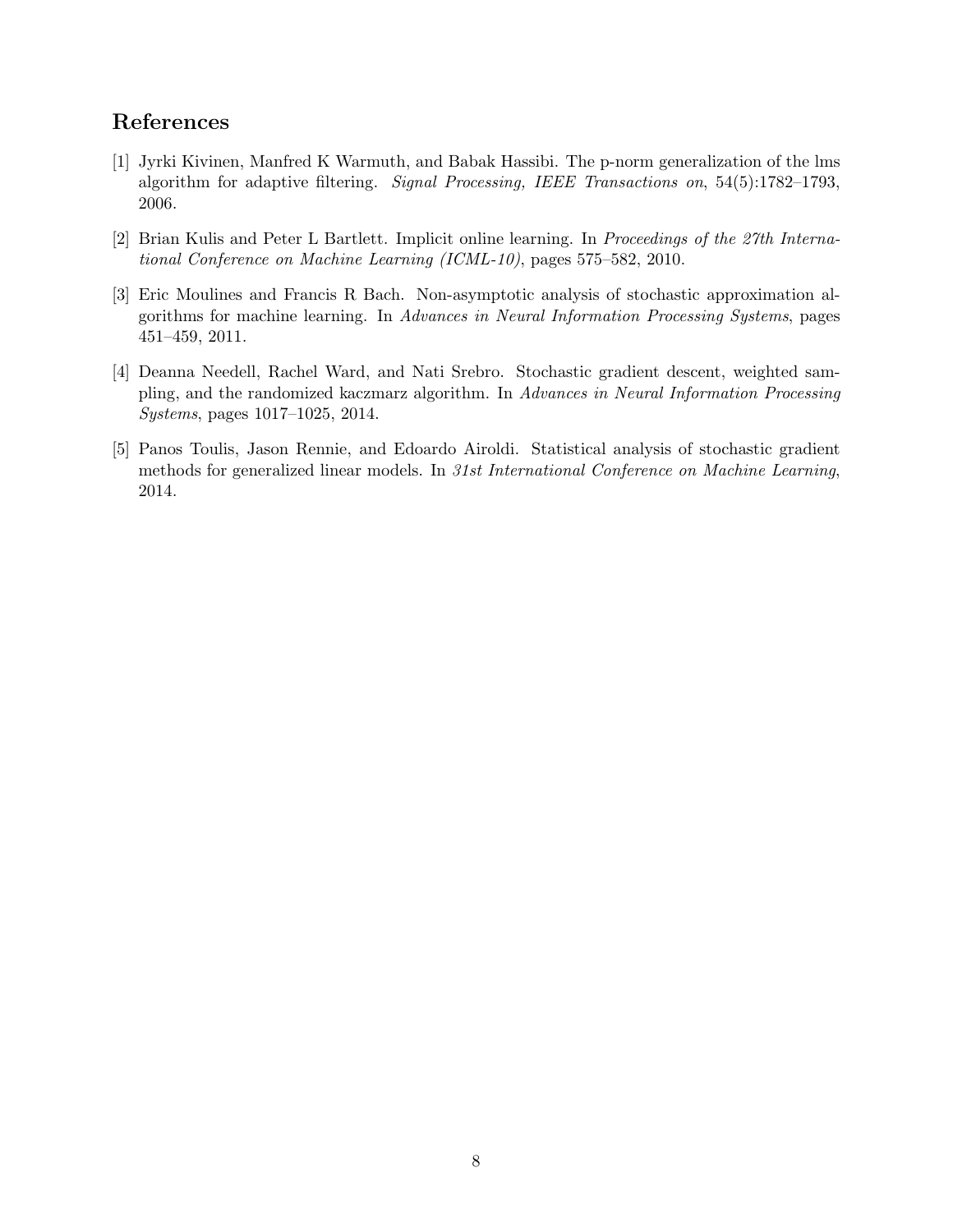## References

[1] Jyrki Kivinen, Manfred K Warmuth, and Babak Hassibi. The p-norm generalization of the lms algorithm for adaptive filtering. *Signal Processing, IEEE Transactions on*, 54(5):1782–1793, 2006.

[2] Brian Kulis and Peter L Bartlett. Implicit online learning. In *Proceedings of the 27th International Conference on Machine Learning (ICML-10)*, pages 575–582, 2010.

[3] Eric Moulines and Francis R Bach. Non-asymptotic analysis of stochastic approximation algorithms for machine learning. In *Advances in Neural Information Processing Systems*, pages 451–459, 2011.

[4] Deanna Needell, Rachel Ward, and Nati Srebro. Stochastic gradient descent, weighted sampling, and the randomized kaczmarz algorithm. In *Advances in Neural Information Processing Systems*, pages 1017–1025, 2014.

[5] Panos Toulis, Jason Rennie, and Edoardo Airoldi. Statistical analysis of stochastic gradient methods for generalized linear models. In *31st International Conference on Machine Learning*, 2014.